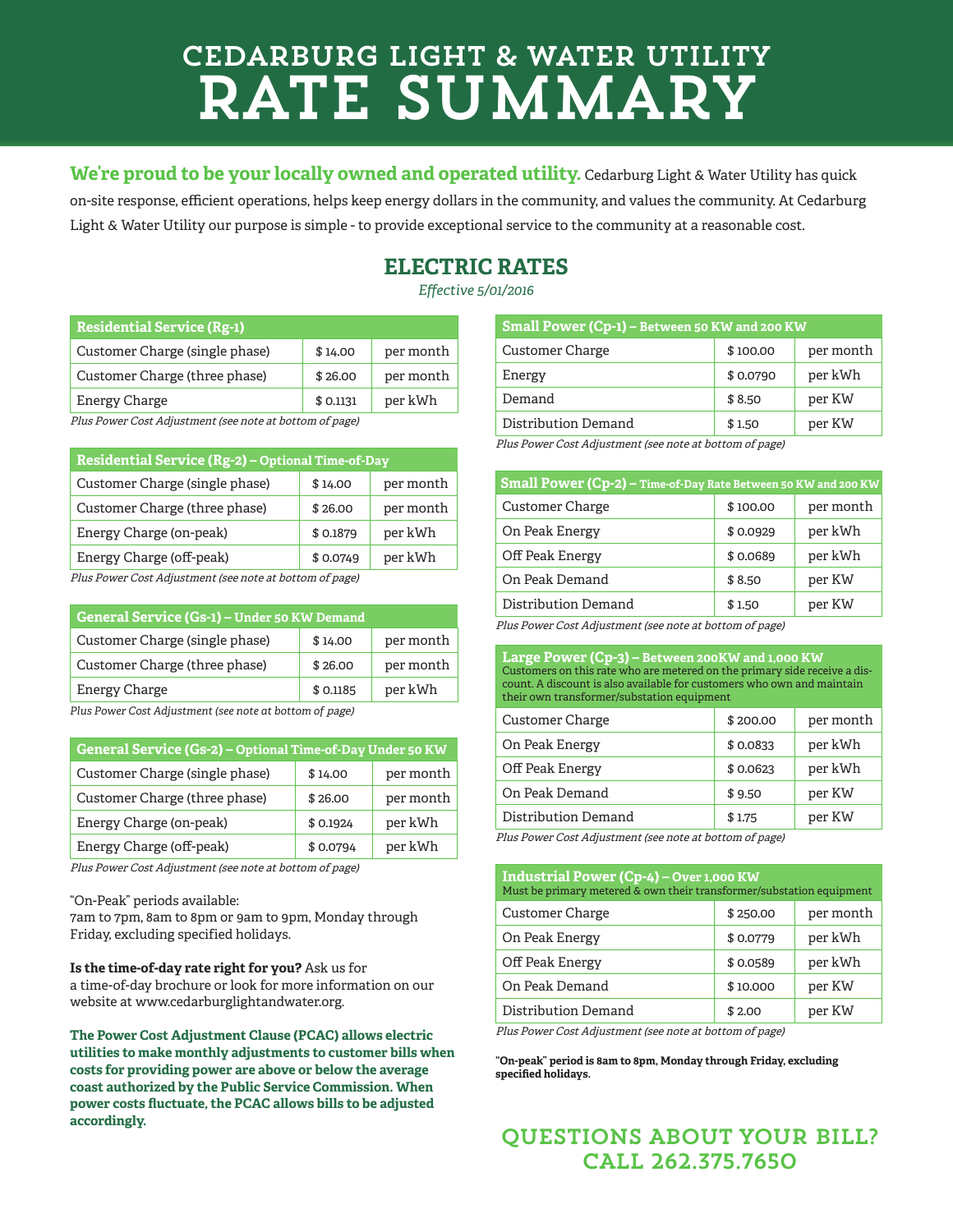# CEDARBURG LIGHT & WATER UTILITY
# RATE SUMMARY

**We're proud to be your locally owned and operated utility.** Cedarburg Light & Water Utility has quick on-site response, efficient operations, helps keep energy dollars in the community, and values the community. At Cedarburg Light & Water Utility our purpose is simple - to provide exceptional service to the community at a reasonable cost.

## ELECTRIC RATES

*Effective 5/01/2016*

| Residential Service (Rg-1) | | |
|---|---|---|
| Customer Charge (single phase) | $ 14.00 | per month |
| Customer Charge (three phase) | $ 26.00 | per month |
| Energy Charge | $ 0.1131 | per kWh |

*Plus Power Cost Adjustment (see note at bottom of page)*

| Residential Service (Rg-2) – Optional Time-of-Day | | |
|---|---|---|
| Customer Charge (single phase) | $ 14.00 | per month |
| Customer Charge (three phase) | $ 26.00 | per month |
| Energy Charge (on-peak) | $ 0.1879 | per kWh |
| Energy Charge (off-peak) | $ 0.0749 | per kWh |

*Plus Power Cost Adjustment (see note at bottom of page)*

| General Service (Gs-1) – Under 50 KW Demand | | |
|---|---|---|
| Customer Charge (single phase) | $ 14.00 | per month |
| Customer Charge (three phase) | $ 26.00 | per month |
| Energy Charge | $ 0.1185 | per kWh |

*Plus Power Cost Adjustment (see note at bottom of page)*

| General Service (Gs-2) – Optional Time-of-Day Under 50 KW | | |
|---|---|---|
| Customer Charge (single phase) | $ 14.00 | per month |
| Customer Charge (three phase) | $ 26.00 | per month |
| Energy Charge (on-peak) | $ 0.1924 | per kWh |
| Energy Charge (off-peak) | $ 0.0794 | per kWh |

*Plus Power Cost Adjustment (see note at bottom of page)*

"On-Peak" periods available:
7am to 7pm, 8am to 8pm or 9am to 9pm, Monday through Friday, excluding specified holidays.

**Is the time-of-day rate right for you?** Ask us for a time-of-day brochure or look for more information on our website at www.cedarburglightandwater.org.

**The Power Cost Adjustment Clause (PCAC) allows electric utilities to make monthly adjustments to customer bills when costs for providing power are above or below the average coast authorized by the Public Service Commission. When power costs fluctuate, the PCAC allows bills to be adjusted accordingly.**

| Small Power (Cp-1) – Between 50 KW and 200 KW | | |
|---|---|---|
| Customer Charge | $ 100.00 | per month |
| Energy | $ 0.0790 | per kWh |
| Demand | $ 8.50 | per KW |
| Distribution Demand | $ 1.50 | per KW |

*Plus Power Cost Adjustment (see note at bottom of page)*

| Small Power (Cp-2) – Time-of-Day Rate Between 50 KW and 200 KW | | |
|---|---|---|
| Customer Charge | $ 100.00 | per month |
| On Peak Energy | $ 0.0929 | per kWh |
| Off Peak Energy | $ 0.0689 | per kWh |
| On Peak Demand | $ 8.50 | per KW |
| Distribution Demand | $ 1.50 | per KW |

*Plus Power Cost Adjustment (see note at bottom of page)*

| Large Power (Cp-3) – Between 200KW and 1,000 KW. Customers on this rate who are metered on the primary side receive a discount. A discount is also available for customers who own and maintain their own transformer/substation equipment | | |
|---|---|---|
| Customer Charge | $ 200.00 | per month |
| On Peak Energy | $ 0.0833 | per kWh |
| Off Peak Energy | $ 0.0623 | per kWh |
| On Peak Demand | $ 9.50 | per KW |
| Distribution Demand | $ 1.75 | per KW |

*Plus Power Cost Adjustment (see note at bottom of page)*

| Industrial Power (Cp-4) – Over 1,000 KW. Must be primary metered & own their transformer/substation equipment | | |
|---|---|---|
| Customer Charge | $ 250.00 | per month |
| On Peak Energy | $ 0.0779 | per kWh |
| Off Peak Energy | $ 0.0589 | per kWh |
| On Peak Demand | $ 10.000 | per KW |
| Distribution Demand | $ 2.00 | per KW |

*Plus Power Cost Adjustment (see note at bottom of page)*

**"On-peak" period is 8am to 8pm, Monday through Friday, excluding specified holidays.**

## QUESTIONS ABOUT YOUR BILL? CALL 262.375.7650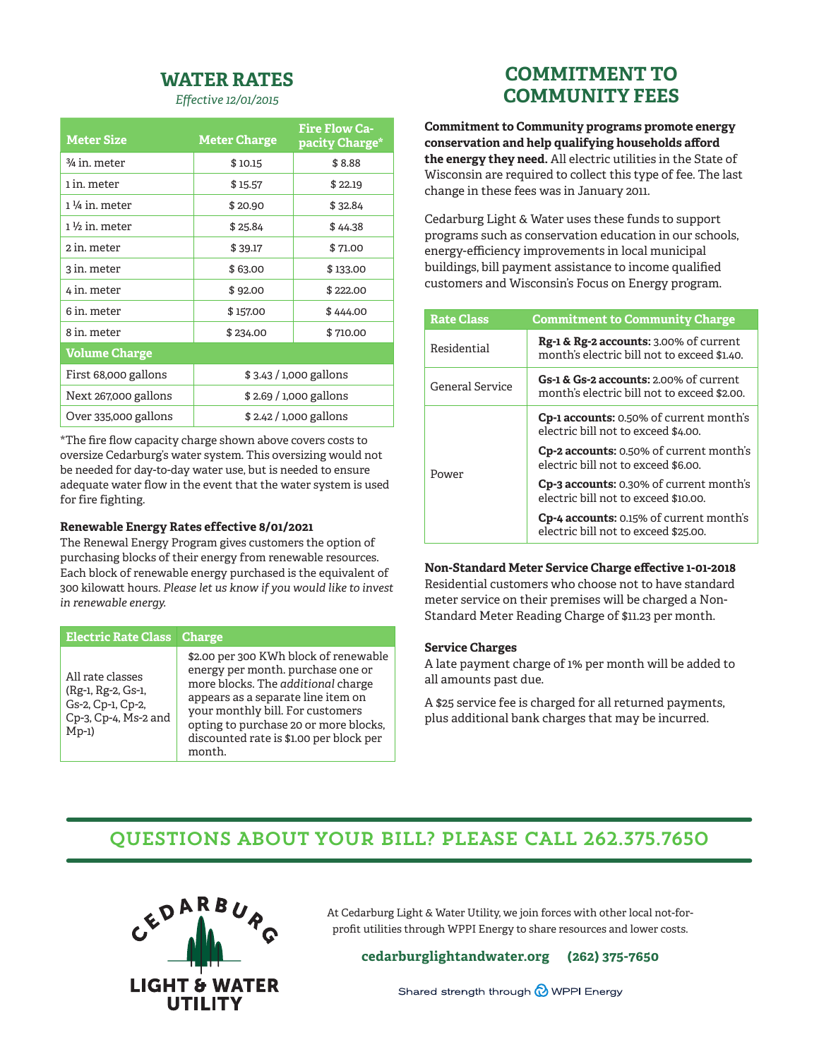## WATER RATES

*Effective 12/01/2015*

| Meter Size | Meter Charge | Fire Flow Capacity Charge* |
|---|---|---|
| ¾ in. meter | $ 10.15 | $ 8.88 |
| 1 in. meter | $ 15.57 | $ 22.19 |
| 1 ¼ in. meter | $ 20.90 | $ 32.84 |
| 1 ½ in. meter | $ 25.84 | $ 44.38 |
| 2 in. meter | $ 39.17 | $ 71.00 |
| 3 in. meter | $ 63.00 | $ 133.00 |
| 4 in. meter | $ 92.00 | $ 222.00 |
| 6 in. meter | $ 157.00 | $ 444.00 |
| 8 in. meter | $ 234.00 | $ 710.00 |
| **Volume Charge** | | |
| First 68,000 gallons | $ 3.43 / 1,000 gallons | |
| Next 267,000 gallons | $ 2.69 / 1,000 gallons | |
| Over 335,000 gallons | $ 2.42 / 1,000 gallons | |

*The fire flow capacity charge shown above covers costs to oversize Cedarburg's water system. This oversizing would not be needed for day-to-day water use, but is needed to ensure adequate water flow in the event that the water system is used for fire fighting.

**Renewable Energy Rates effective 8/01/2021**

The Renewal Energy Program gives customers the option of purchasing blocks of their energy from renewable resources. Each block of renewable energy purchased is the equivalent of 300 kilowatt hours. *Please let us know if you would like to invest in renewable energy.*

| Electric Rate Class | Charge |
|---|---|
| All rate classes (Rg-1, Rg-2, Gs-1, Gs-2, Cp-1, Cp-2, Cp-3, Cp-4, Ms-2 and Mp-1) | $2.00 per 300 KWh block of renewable energy per month. purchase one or more blocks. The *additional* charge appears as a separate line item on your monthly bill. For customers opting to purchase 20 or more blocks, discounted rate is $1.00 per block per month. |

## COMMITMENT TO COMMUNITY FEES

**Commitment to Community programs promote energy conservation and help qualifying households afford the energy they need.** All electric utilities in the State of Wisconsin are required to collect this type of fee. The last change in these fees was in January 2011.

Cedarburg Light & Water uses these funds to support programs such as conservation education in our schools, energy-efficiency improvements in local municipal buildings, bill payment assistance to income qualified customers and Wisconsin's Focus on Energy program.

| Rate Class | Commitment to Community Charge |
|---|---|
| Residential | **Rg-1 & Rg-2 accounts:** 3.00% of current month's electric bill not to exceed $1.40. |
| General Service | **Gs-1 & Gs-2 accounts:** 2.00% of current month's electric bill not to exceed $2.00. |
| Power | **Cp-1 accounts:** 0.50% of current month's electric bill not to exceed $4.00.<br>**Cp-2 accounts:** 0.50% of current month's electric bill not to exceed $6.00.<br>**Cp-3 accounts:** 0.30% of current month's electric bill not to exceed $10.00.<br>**Cp-4 accounts:** 0.15% of current month's electric bill not to exceed $25.00. |

**Non-Standard Meter Service Charge effective 1-01-2018**

Residential customers who choose not to have standard meter service on their premises will be charged a Non-Standard Meter Reading Charge of $11.23 per month.

**Service Charges**

A late payment charge of 1% per month will be added to all amounts past due.

A $25 service fee is charged for all returned payments, plus additional bank charges that may be incurred.

## QUESTIONS ABOUT YOUR BILL? PLEASE CALL 262.375.7650

CEDARBURG LIGHT & WATER UTILITY

At Cedarburg Light & Water Utility, we join forces with other local not-for-profit utilities through WPPI Energy to share resources and lower costs.

**cedarburglightandwater.org (262) 375-7650**

Shared strength through WPPI Energy